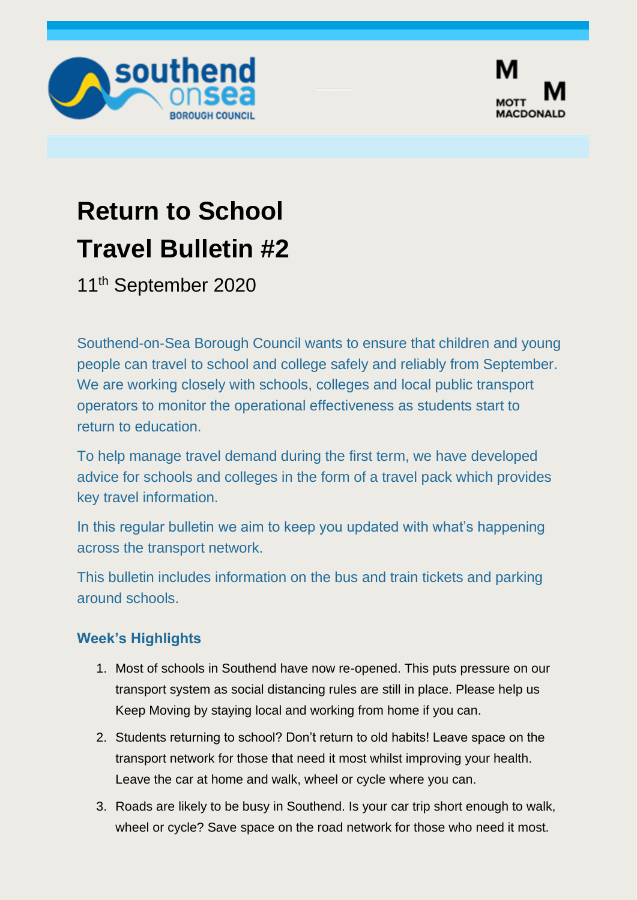# Return to School Travel Bulletin #2

11th September 2020

Southend-on-Sea Borough Council wants to ensure that children and young people can travel to school and college safely and reliably from September. We are working closely with schools, colleges and local public transport operators to monitor the operational effectiveness as students start to return to education.

To help manage travel demand during the first term, we have developed advice for schools and colleges in the form of a travel pack which provides key travel information.

In this regular bulletin we aim to keep you updated with what's happening across the transport network.

This bulletin includes information on the bus and train tickets and parking around schools.

### Week's Highlights

1. Most of schools in Southend have now re-opened. This puts pressure on our transport system as social distancing rules are still in place. Please help us Keep Moving by staying local and working from home if you can.
2. Students returning to school? Don't return to old habits! Leave space on the transport network for those that need it most whilst improving your health. Leave the car at home and walk, wheel or cycle where you can.
3. Roads are likely to be busy in Southend. Is your car trip short enough to walk, wheel or cycle? Save space on the road network for those who need it most.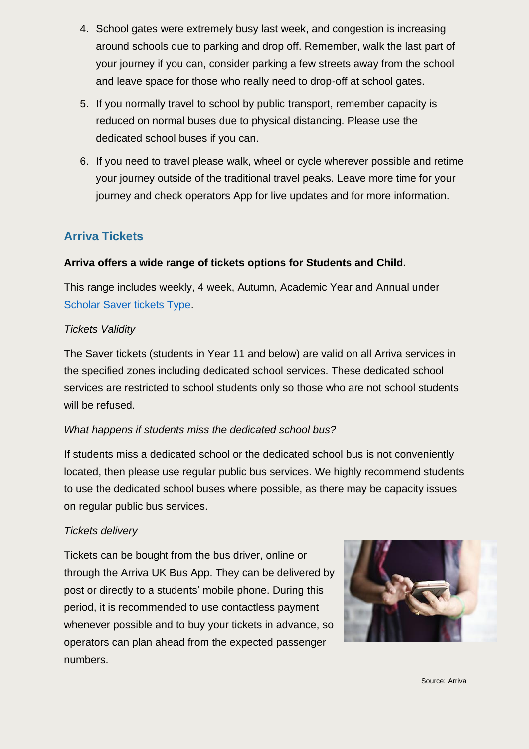4. School gates were extremely busy last week, and congestion is increasing around schools due to parking and drop off. Remember, walk the last part of your journey if you can, consider parking a few streets away from the school and leave space for those who really need to drop-off at school gates.
5. If you normally travel to school by public transport, remember capacity is reduced on normal buses due to physical distancing. Please use the dedicated school buses if you can.
6. If you need to travel please walk, wheel or cycle wherever possible and retime your journey outside of the traditional travel peaks. Leave more time for your journey and check operators App for live updates and for more information.

## Arriva Tickets

**Arriva offers a wide range of tickets options for Students and Child.**

This range includes weekly, 4 week, Autumn, Academic Year and Annual under [Scholar Saver tickets Type](#).

*Tickets Validity*

The Saver tickets (students in Year 11 and below) are valid on all Arriva services in the specified zones including dedicated school services. These dedicated school services are restricted to school students only so those who are not school students will be refused.

*What happens if students miss the dedicated school bus?*

If students miss a dedicated school or the dedicated school bus is not conveniently located, then please use regular public bus services. We highly recommend students to use the dedicated school buses where possible, as there may be capacity issues on regular public bus services.

*Tickets delivery*

Tickets can be bought from the bus driver, online or through the Arriva UK Bus App. They can be delivered by post or directly to a students' mobile phone. During this period, it is recommended to use contactless payment whenever possible and to buy your tickets in advance, so operators can plan ahead from the expected passenger numbers.

Source: Arriva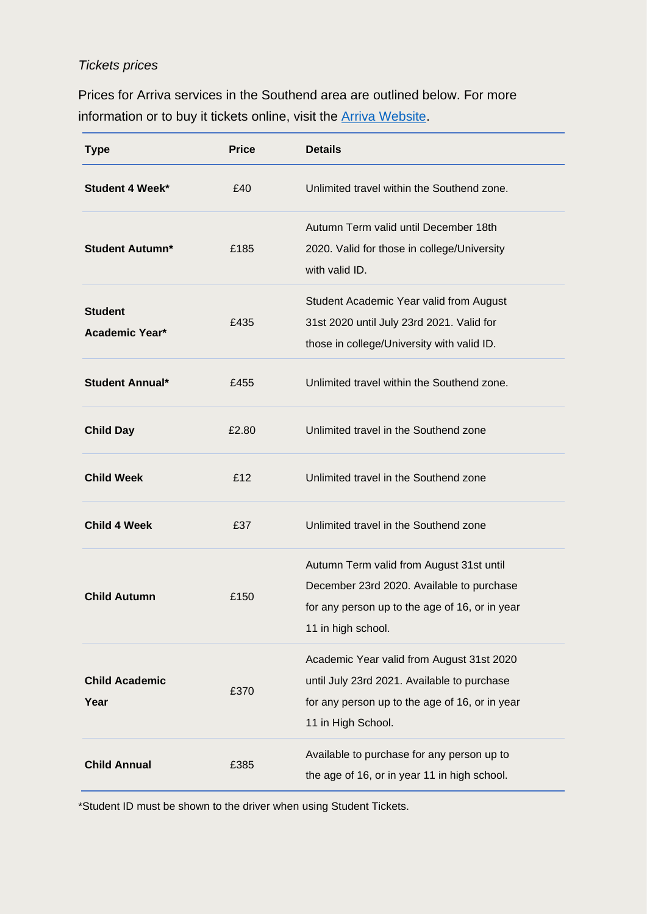*Tickets prices*

Prices for Arriva services in the Southend area are outlined below. For more information or to buy it tickets online, visit the [Arriva Website](#).

| Type | Price | Details |
|---|---|---|
| **Student 4 Week*** | £40 | Unlimited travel within the Southend zone. |
| **Student Autumn*** | £185 | Autumn Term valid until December 18th 2020. Valid for those in college/University with valid ID. |
| **Student Academic Year*** | £435 | Student Academic Year valid from August 31st 2020 until July 23rd 2021. Valid for those in college/University with valid ID. |
| **Student Annual*** | £455 | Unlimited travel within the Southend zone. |
| **Child Day** | £2.80 | Unlimited travel in the Southend zone |
| **Child Week** | £12 | Unlimited travel in the Southend zone |
| **Child 4 Week** | £37 | Unlimited travel in the Southend zone |
| **Child Autumn** | £150 | Autumn Term valid from August 31st until December 23rd 2020. Available to purchase for any person up to the age of 16, or in year 11 in high school. |
| **Child Academic Year** | £370 | Academic Year valid from August 31st 2020 until July 23rd 2021. Available to purchase for any person up to the age of 16, or in year 11 in High School. |
| **Child Annual** | £385 | Available to purchase for any person up to the age of 16, or in year 11 in high school. |

*Student ID must be shown to the driver when using Student Tickets.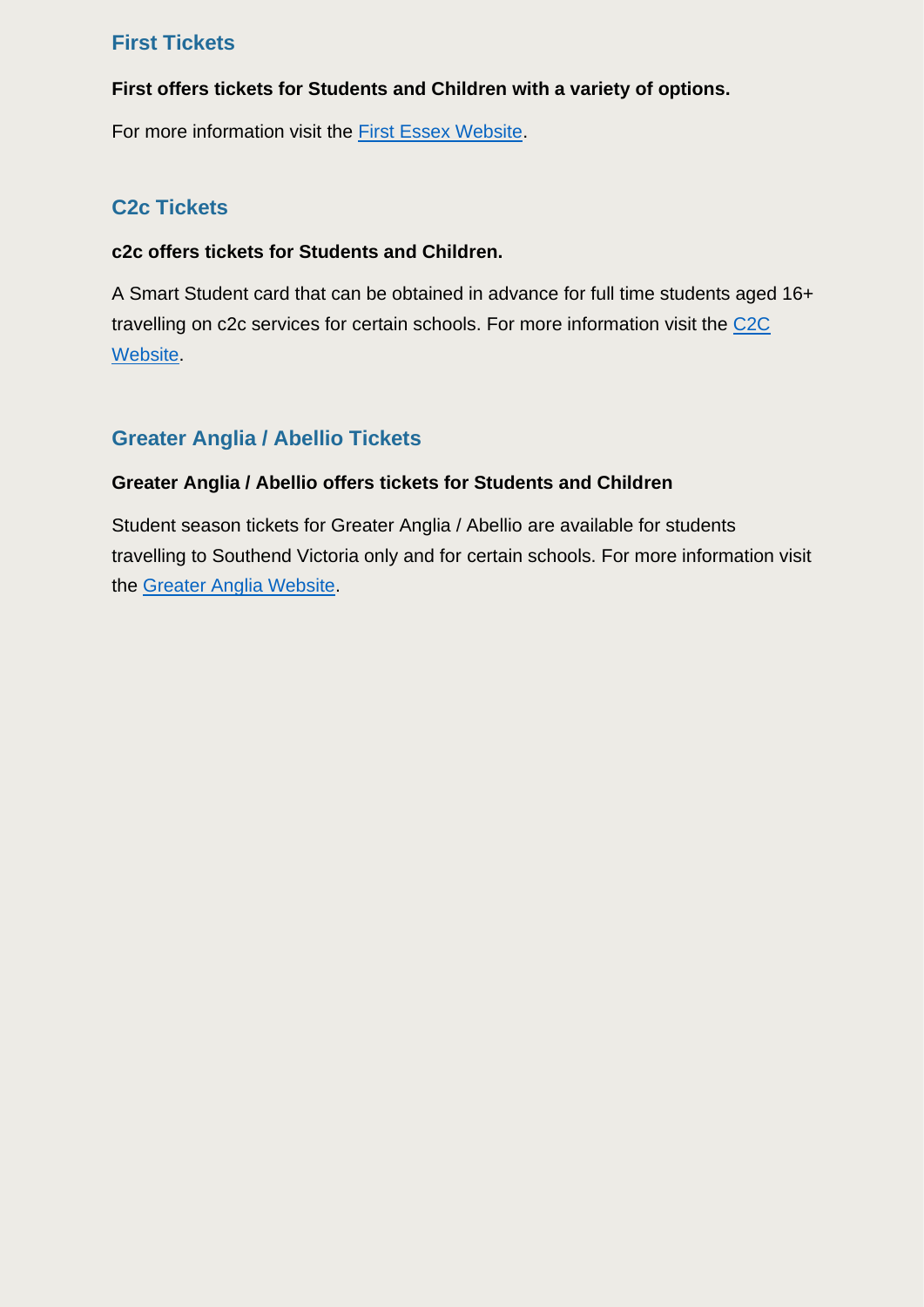## First Tickets

**First offers tickets for Students and Children with a variety of options.**

For more information visit the First Essex Website.

## C2c Tickets

**c2c offers tickets for Students and Children.**

A Smart Student card that can be obtained in advance for full time students aged 16+ travelling on c2c services for certain schools. For more information visit the C2C Website.

## Greater Anglia / Abellio Tickets

**Greater Anglia / Abellio offers tickets for Students and Children**

Student season tickets for Greater Anglia / Abellio are available for students travelling to Southend Victoria only and for certain schools. For more information visit the Greater Anglia Website.